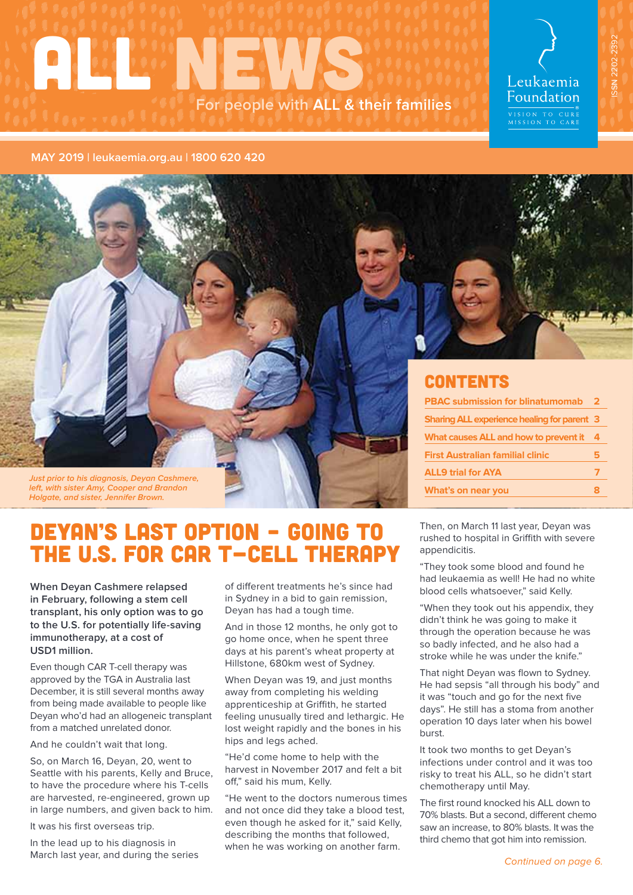# ALL NEWS

For people with **ALL & their families**

Leukaemia Foundation
VISION TO CURE
MISSION TO CARE

ISSN 2202-2392

**MAY 2019 | leukaemia.org.au | 1800 620 420**

*Just prior to his diagnosis, Deyan Cashmere, left, with sister Amy, Cooper and Brandon Holgate, and sister, Jennifer Brown.*

## CONTENTS

| | |
|---|---|
| PBAC submission for blinatumomab | 2 |
| Sharing ALL experience healing for parent | 3 |
| What causes ALL and how to prevent it | 4 |
| First Australian familial clinic | 5 |
| ALL9 trial for AYA | 7 |
| What's on near you | 8 |

# DEYAN'S LAST OPTION – GOING TO THE U.S. FOR CAR T-CELL THERAPY

**When Deyan Cashmere relapsed in February, following a stem cell transplant, his only option was to go to the U.S. for potentially life-saving immunotherapy, at a cost of USD1 million.**

Even though CAR T-cell therapy was approved by the TGA in Australia last December, it is still several months away from being made available to people like Deyan who'd had an allogeneic transplant from a matched unrelated donor.

And he couldn't wait that long.

So, on March 16, Deyan, 20, went to Seattle with his parents, Kelly and Bruce, to have the procedure where his T-cells are harvested, re-engineered, grown up in large numbers, and given back to him.

It was his first overseas trip.

In the lead up to his diagnosis in March last year, and during the series of different treatments he's since had in Sydney in a bid to gain remission, Deyan has had a tough time.

And in those 12 months, he only got to go home once, when he spent three days at his parent's wheat property at Hillstone, 680km west of Sydney.

When Deyan was 19, and just months away from completing his welding apprenticeship at Griffith, he started feeling unusually tired and lethargic. He lost weight rapidly and the bones in his hips and legs ached.

"He'd come home to help with the harvest in November 2017 and felt a bit off," said his mum, Kelly.

"He went to the doctors numerous times and not once did they take a blood test, even though he asked for it," said Kelly, describing the months that followed, when he was working on another farm.

Then, on March 11 last year, Deyan was rushed to hospital in Griffith with severe appendicitis.

"They took some blood and found he had leukaemia as well! He had no white blood cells whatsoever," said Kelly.

"When they took out his appendix, they didn't think he was going to make it through the operation because he was so badly infected, and he also had a stroke while he was under the knife."

That night Deyan was flown to Sydney. He had sepsis "all through his body" and it was "touch and go for the next five days". He still has a stoma from another operation 10 days later when his bowel burst.

It took two months to get Deyan's infections under control and it was too risky to treat his ALL, so he didn't start chemotherapy until May.

The first round knocked his ALL down to 70% blasts. But a second, different chemo saw an increase, to 80% blasts. It was the third chemo that got him into remission.

*Continued on page 6.*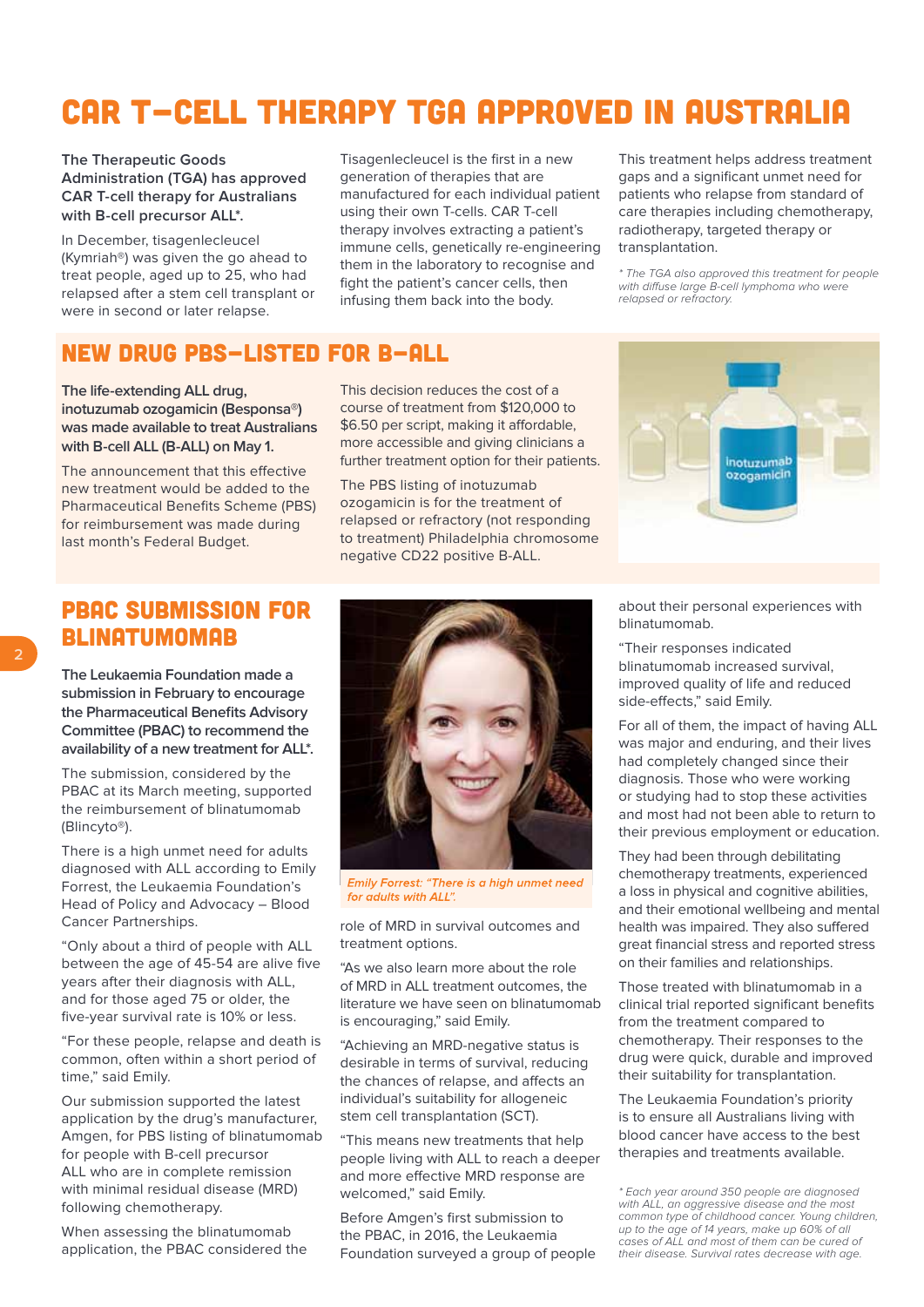# CAR T-CELL THERAPY TGA APPROVED IN AUSTRALIA

**The Therapeutic Goods Administration (TGA) has approved CAR T-cell therapy for Australians with B-cell precursor ALL*.**

In December, tisagenlecleucel (Kymriah®) was given the go ahead to treat people, aged up to 25, who had relapsed after a stem cell transplant or were in second or later relapse.

Tisagenlecleucel is the first in a new generation of therapies that are manufactured for each individual patient using their own T-cells. CAR T-cell therapy involves extracting a patient's immune cells, genetically re-engineering them in the laboratory to recognise and fight the patient's cancer cells, then infusing them back into the body.

This treatment helps address treatment gaps and a significant unmet need for patients who relapse from standard of care therapies including chemotherapy, radiotherapy, targeted therapy or transplantation.

*\* The TGA also approved this treatment for people with diffuse large B-cell lymphoma who were relapsed or refractory.*

## NEW DRUG PBS-LISTED FOR B-ALL

**The life-extending ALL drug, inotuzumab ozogamicin (Besponsa®) was made available to treat Australians with B-cell ALL (B-ALL) on May 1.**

The announcement that this effective new treatment would be added to the Pharmaceutical Benefits Scheme (PBS) for reimbursement was made during last month's Federal Budget.

This decision reduces the cost of a course of treatment from $120,000 to $6.50 per script, making it affordable, more accessible and giving clinicians a further treatment option for their patients.

The PBS listing of inotuzumab ozogamicin is for the treatment of relapsed or refractory (not responding to treatment) Philadelphia chromosome negative CD22 positive B-ALL.

## PBAC SUBMISSION FOR BLINATUMOMAB

**The Leukaemia Foundation made a submission in February to encourage the Pharmaceutical Benefits Advisory Committee (PBAC) to recommend the availability of a new treatment for ALL*.**

The submission, considered by the PBAC at its March meeting, supported the reimbursement of blinatumomab (Blincyto®).

There is a high unmet need for adults diagnosed with ALL according to Emily Forrest, the Leukaemia Foundation's Head of Policy and Advocacy – Blood Cancer Partnerships.

"Only about a third of people with ALL between the age of 45-54 are alive five years after their diagnosis with ALL, and for those aged 75 or older, the five-year survival rate is 10% or less.

"For these people, relapse and death is common, often within a short period of time," said Emily.

Our submission supported the latest application by the drug's manufacturer, Amgen, for PBS listing of blinatumomab for people with B-cell precursor ALL who are in complete remission with minimal residual disease (MRD) following chemotherapy.

When assessing the blinatumomab application, the PBAC considered the role of MRD in survival outcomes and treatment options.

*Emily Forrest: "There is a high unmet need for adults with ALL".*

"As we also learn more about the role of MRD in ALL treatment outcomes, the literature we have seen on blinatumomab is encouraging," said Emily.

"Achieving an MRD-negative status is desirable in terms of survival, reducing the chances of relapse, and affects an individual's suitability for allogeneic stem cell transplantation (SCT).

"This means new treatments that help people living with ALL to reach a deeper and more effective MRD response are welcomed," said Emily.

Before Amgen's first submission to the PBAC, in 2016, the Leukaemia Foundation surveyed a group of people about their personal experiences with blinatumomab.

"Their responses indicated blinatumomab increased survival, improved quality of life and reduced side-effects," said Emily.

For all of them, the impact of having ALL was major and enduring, and their lives had completely changed since their diagnosis. Those who were working or studying had to stop these activities and most had not been able to return to their previous employment or education.

They had been through debilitating chemotherapy treatments, experienced a loss in physical and cognitive abilities, and their emotional wellbeing and mental health was impaired. They also suffered great financial stress and reported stress on their families and relationships.

Those treated with blinatumomab in a clinical trial reported significant benefits from the treatment compared to chemotherapy. Their responses to the drug were quick, durable and improved their suitability for transplantation.

The Leukaemia Foundation's priority is to ensure all Australians living with blood cancer have access to the best therapies and treatments available.

*\* Each year around 350 people are diagnosed with ALL, an aggressive disease and the most common type of childhood cancer. Young children, up to the age of 14 years, make up 60% of all cases of ALL and most of them can be cured of their disease. Survival rates decrease with age.*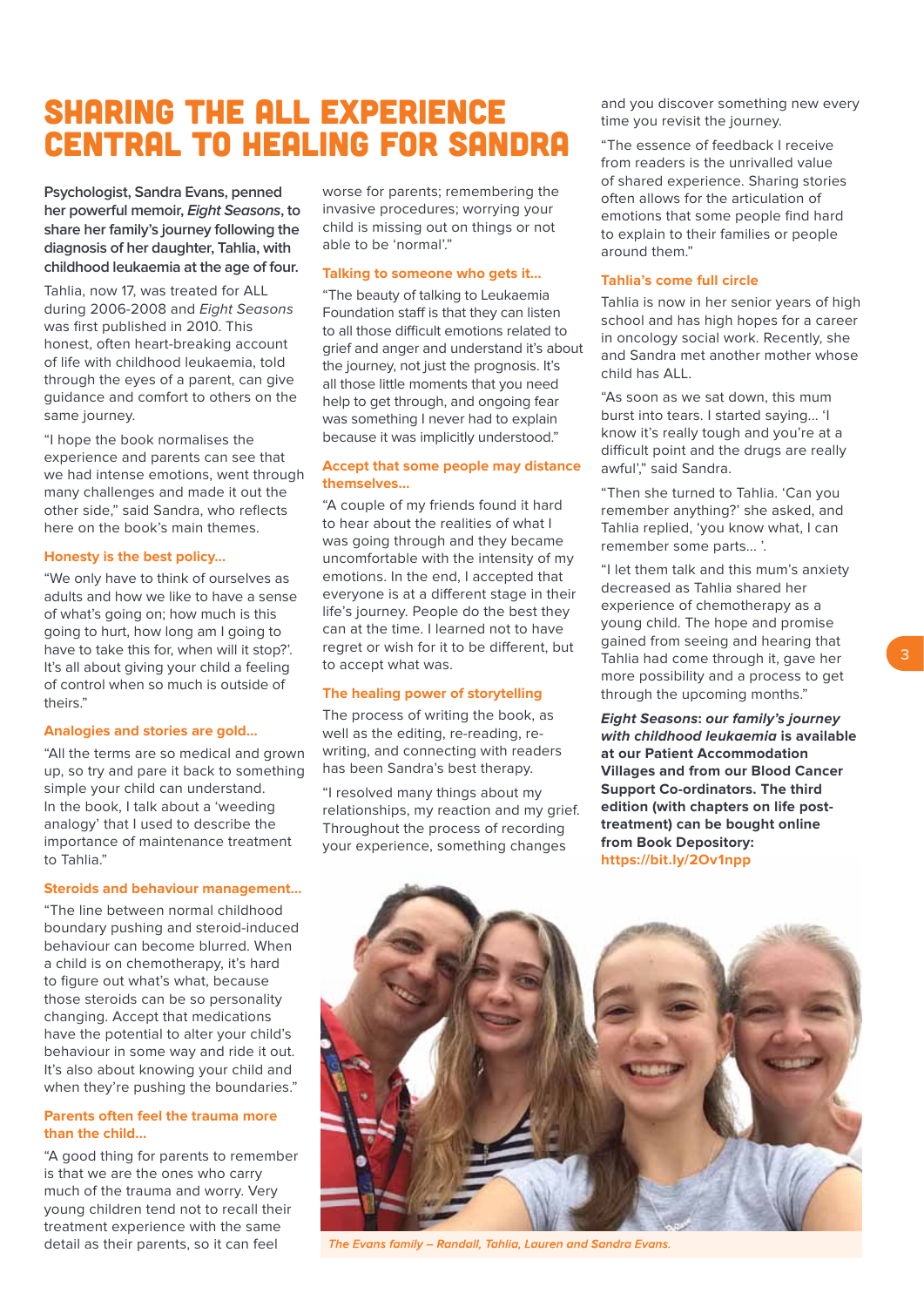# SHARING THE ALL EXPERIENCE CENTRAL TO HEALING FOR SANDRA

**Psychologist, Sandra Evans, penned her powerful memoir, *Eight Seasons*, to share her family's journey following the diagnosis of her daughter, Tahlia, with childhood leukaemia at the age of four.**

Tahlia, now 17, was treated for ALL during 2006-2008 and *Eight Seasons* was first published in 2010. This honest, often heart-breaking account of life with childhood leukaemia, told through the eyes of a parent, can give guidance and comfort to others on the same journey.

"I hope the book normalises the experience and parents can see that we had intense emotions, went through many challenges and made it out the other side," said Sandra, who reflects here on the book's main themes.

### Honesty is the best policy…

"We only have to think of ourselves as adults and how we like to have a sense of what's going on; how much is this going to hurt, how long am I going to have to take this for, when will it stop?'. It's all about giving your child a feeling of control when so much is outside of theirs."

### Analogies and stories are gold…

"All the terms are so medical and grown up, so try and pare it back to something simple your child can understand. In the book, I talk about a 'weeding analogy' that I used to describe the importance of maintenance treatment to Tahlia."

### Steroids and behaviour management…

"The line between normal childhood boundary pushing and steroid-induced behaviour can become blurred. When a child is on chemotherapy, it's hard to figure out what's what, because those steroids can be so personality changing. Accept that medications have the potential to alter your child's behaviour in some way and ride it out. It's also about knowing your child and when they're pushing the boundaries."

### Parents often feel the trauma more than the child…

"A good thing for parents to remember is that we are the ones who carry much of the trauma and worry. Very young children tend not to recall their treatment experience with the same detail as their parents, so it can feel worse for parents; remembering the invasive procedures; worrying your child is missing out on things or not able to be 'normal'."

### Talking to someone who gets it…

"The beauty of talking to Leukaemia Foundation staff is that they can listen to all those difficult emotions related to grief and anger and understand it's about the journey, not just the prognosis. It's all those little moments that you need help to get through, and ongoing fear was something I never had to explain because it was implicitly understood."

### Accept that some people may distance themselves…

"A couple of my friends found it hard to hear about the realities of what I was going through and they became uncomfortable with the intensity of my emotions. In the end, I accepted that everyone is at a different stage in their life's journey. People do the best they can at the time. I learned not to have regret or wish for it to be different, but to accept what was.

### The healing power of storytelling

The process of writing the book, as well as the editing, re-reading, re-writing, and connecting with readers has been Sandra's best therapy.

"I resolved many things about my relationships, my reaction and my grief. Throughout the process of recording your experience, something changes and you discover something new every time you revisit the journey.

"The essence of feedback I receive from readers is the unrivalled value of shared experience. Sharing stories often allows for the articulation of emotions that some people find hard to explain to their families or people around them."

### Tahlia's come full circle

Tahlia is now in her senior years of high school and has high hopes for a career in oncology social work. Recently, she and Sandra met another mother whose child has ALL.

"As soon as we sat down, this mum burst into tears. I started saying… 'I know it's really tough and you're at a difficult point and the drugs are really awful'," said Sandra.

"Then she turned to Tahlia. 'Can you remember anything?' she asked, and Tahlia replied, 'you know what, I can remember some parts… '.

"I let them talk and this mum's anxiety decreased as Tahlia shared her experience of chemotherapy as a young child. The hope and promise gained from seeing and hearing that Tahlia had come through it, gave her more possibility and a process to get through the upcoming months."

***Eight Seasons*: *our family's journey with childhood leukaemia* is available at our Patient Accommodation Villages and from our Blood Cancer Support Co-ordinators. The third edition (with chapters on life post-treatment) can be bought online from Book Depository: https://bit.ly/2Ov1npp**

*The Evans family – Randall, Tahlia, Lauren and Sandra Evans.*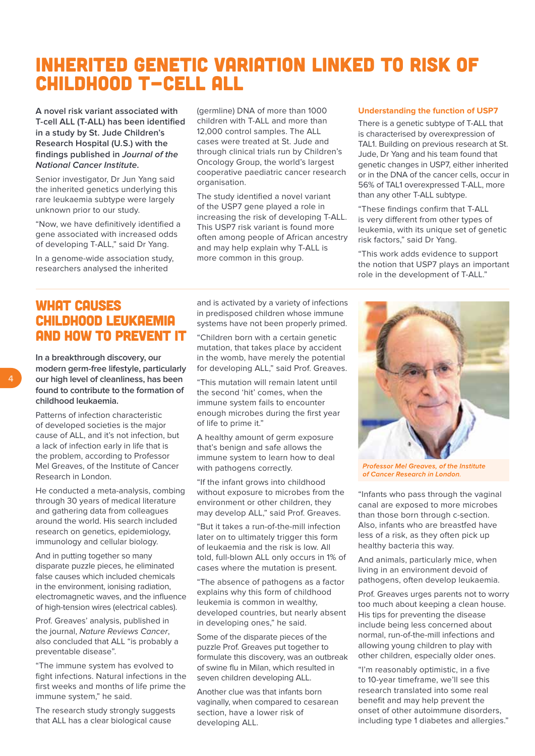# INHERITED GENETIC VARIATION LINKED TO RISK OF CHILDHOOD T-CELL ALL

**A novel risk variant associated with T-cell ALL (T-ALL) has been identified in a study by St. Jude Children's Research Hospital (U.S.) with the findings published in *Journal of the National Cancer Institute*.**

Senior investigator, Dr Jun Yang said the inherited genetics underlying this rare leukaemia subtype were largely unknown prior to our study.

"Now, we have definitively identified a gene associated with increased odds of developing T-ALL," said Dr Yang.

In a genome-wide association study, researchers analysed the inherited (germline) DNA of more than 1000 children with T-ALL and more than 12,000 control samples. The ALL cases were treated at St. Jude and through clinical trials run by Children's Oncology Group, the world's largest cooperative paediatric cancer research organisation.

The study identified a novel variant of the USP7 gene played a role in increasing the risk of developing T-ALL. This USP7 risk variant is found more often among people of African ancestry and may help explain why T-ALL is more common in this group.

### Understanding the function of USP7

There is a genetic subtype of T-ALL that is characterised by overexpression of TAL1. Building on previous research at St. Jude, Dr Yang and his team found that genetic changes in USP7, either inherited or in the DNA of the cancer cells, occur in 56% of TAL1 overexpressed T-ALL, more than any other T-ALL subtype.

"These findings confirm that T-ALL is very different from other types of leukemia, with its unique set of genetic risk factors," said Dr Yang.

"This work adds evidence to support the notion that USP7 plays an important role in the development of T-ALL."

# WHAT CAUSES CHILDHOOD LEUKAEMIA AND HOW TO PREVENT IT

**In a breakthrough discovery, our modern germ-free lifestyle, particularly our high level of cleanliness, has been found to contribute to the formation of childhood leukaemia.**

Patterns of infection characteristic of developed societies is the major cause of ALL, and it's not infection, but a lack of infection early in life that is the problem, according to Professor Mel Greaves, of the Institute of Cancer Research in London.

He conducted a meta-analysis, combing through 30 years of medical literature and gathering data from colleagues around the world. His search included research on genetics, epidemiology, immunology and cellular biology.

And in putting together so many disparate puzzle pieces, he eliminated false causes which included chemicals in the environment, ionising radiation, electromagnetic waves, and the influence of high-tension wires (electrical cables).

Prof. Greaves' analysis, published in the journal, *Nature Reviews Cancer*, also concluded that ALL "is probably a preventable disease".

"The immune system has evolved to fight infections. Natural infections in the first weeks and months of life prime the immune system," he said.

The research study strongly suggests that ALL has a clear biological cause and is activated by a variety of infections in predisposed children whose immune systems have not been properly primed.

"Children born with a certain genetic mutation, that takes place by accident in the womb, have merely the potential for developing ALL," said Prof. Greaves.

"This mutation will remain latent until the second 'hit' comes, when the immune system fails to encounter enough microbes during the first year of life to prime it."

A healthy amount of germ exposure that's benign and safe allows the immune system to learn how to deal with pathogens correctly.

"If the infant grows into childhood without exposure to microbes from the environment or other children, they may develop ALL," said Prof. Greaves.

"But it takes a run-of-the-mill infection later on to ultimately trigger this form of leukaemia and the risk is low. All told, full-blown ALL only occurs in 1% of cases where the mutation is present.

"The absence of pathogens as a factor explains why this form of childhood leukemia is common in wealthy, developed countries, but nearly absent in developing ones," he said.

Some of the disparate pieces of the puzzle Prof. Greaves put together to formulate this discovery, was an outbreak of swine flu in Milan, which resulted in seven children developing ALL.

Another clue was that infants born vaginally, when compared to cesarean section, have a lower risk of developing ALL.

*Professor Mel Greaves, of the Institute of Cancer Research in London.*

"Infants who pass through the vaginal canal are exposed to more microbes than those born through c-section. Also, infants who are breastfed have less of a risk, as they often pick up healthy bacteria this way.

And animals, particularly mice, when living in an environment devoid of pathogens, often develop leukaemia.

Prof. Greaves urges parents not to worry too much about keeping a clean house. His tips for preventing the disease include being less concerned about normal, run-of-the-mill infections and allowing young children to play with other children, especially older ones.

"I'm reasonably optimistic, in a five to 10-year timeframe, we'll see this research translated into some real benefit and may help prevent the onset of other autoimmune disorders, including type 1 diabetes and allergies."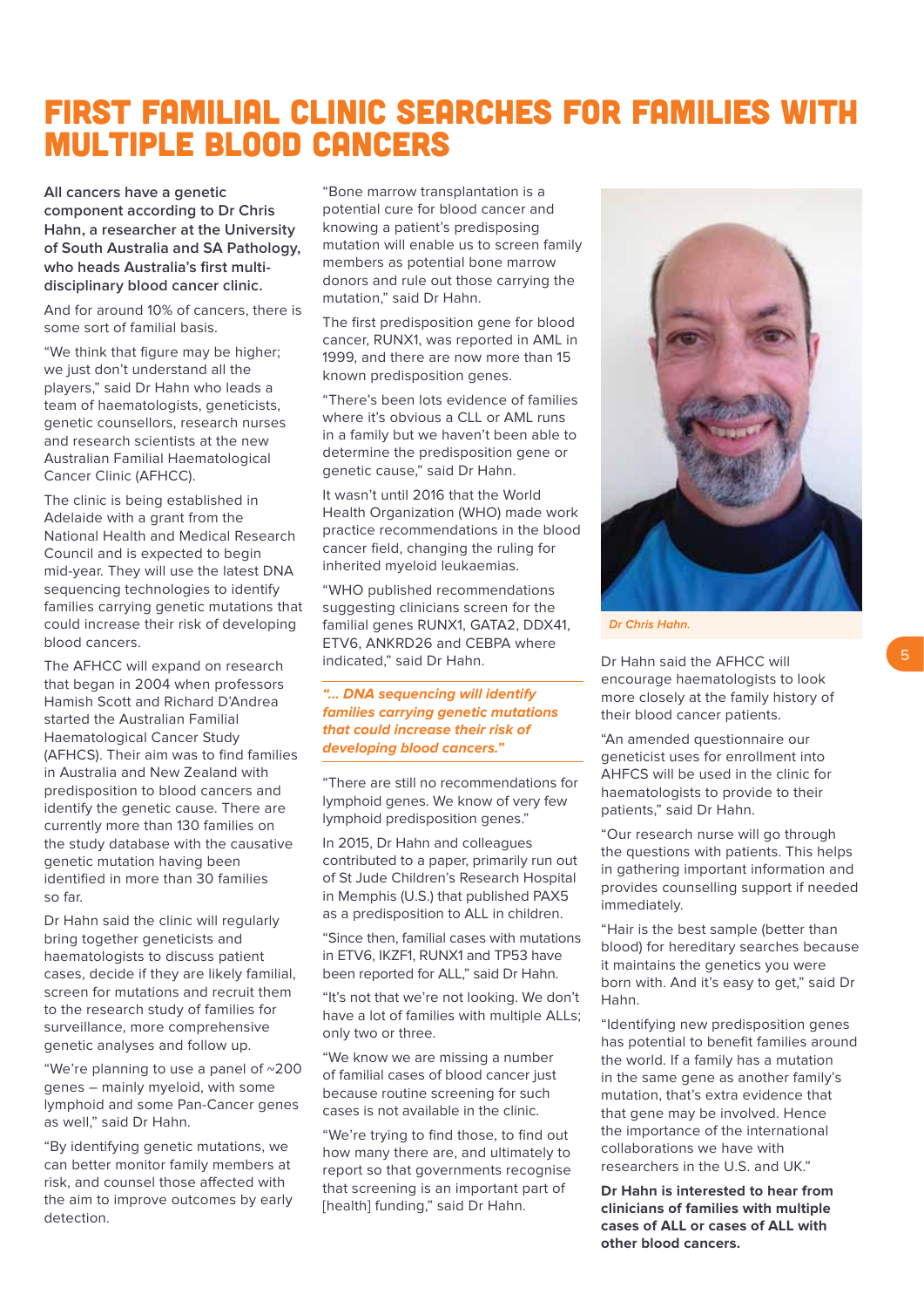# FIRST FAMILIAL CLINIC SEARCHES FOR FAMILIES WITH MULTIPLE BLOOD CANCERS

**All cancers have a genetic component according to Dr Chris Hahn, a researcher at the University of South Australia and SA Pathology, who heads Australia's first multi-disciplinary blood cancer clinic.**

And for around 10% of cancers, there is some sort of familial basis.

"We think that figure may be higher; we just don't understand all the players," said Dr Hahn who leads a team of haematologists, geneticists, genetic counsellors, research nurses and research scientists at the new Australian Familial Haematological Cancer Clinic (AFHCC).

The clinic is being established in Adelaide with a grant from the National Health and Medical Research Council and is expected to begin mid-year. They will use the latest DNA sequencing technologies to identify families carrying genetic mutations that could increase their risk of developing blood cancers.

The AFHCC will expand on research that began in 2004 when professors Hamish Scott and Richard D'Andrea started the Australian Familial Haematological Cancer Study (AFHCS). Their aim was to find families in Australia and New Zealand with predisposition to blood cancers and identify the genetic cause. There are currently more than 130 families on the study database with the causative genetic mutation having been identified in more than 30 families so far.

Dr Hahn said the clinic will regularly bring together geneticists and haematologists to discuss patient cases, decide if they are likely familial, screen for mutations and recruit them to the research study of families for surveillance, more comprehensive genetic analyses and follow up.

"We're planning to use a panel of ~200 genes – mainly myeloid, with some lymphoid and some Pan-Cancer genes as well," said Dr Hahn.

"By identifying genetic mutations, we can better monitor family members at risk, and counsel those affected with the aim to improve outcomes by early detection.

"Bone marrow transplantation is a potential cure for blood cancer and knowing a patient's predisposing mutation will enable us to screen family members as potential bone marrow donors and rule out those carrying the mutation," said Dr Hahn.

The first predisposition gene for blood cancer, RUNX1, was reported in AML in 1999, and there are now more than 15 known predisposition genes.

"There's been lots of evidence of families where it's obvious a CLL or AML runs in a family but we haven't been able to determine the predisposition gene or genetic cause," said Dr Hahn.

It wasn't until 2016 that the World Health Organization (WHO) made work practice recommendations in the blood cancer field, changing the ruling for inherited myeloid leukaemias.

"WHO published recommendations suggesting clinicians screen for the familial genes RUNX1, GATA2, DDX41, ETV6, ANKRD26 and CEBPA where indicated," said Dr Hahn.

> ***"... DNA sequencing will identify families carrying genetic mutations that could increase their risk of developing blood cancers."***

"There are still no recommendations for lymphoid genes. We know of very few lymphoid predisposition genes."

In 2015, Dr Hahn and colleagues contributed to a paper, primarily run out of St Jude Children's Research Hospital in Memphis (U.S.) that published PAX5 as a predisposition to ALL in children.

"Since then, familial cases with mutations in ETV6, IKZF1, RUNX1 and TP53 have been reported for ALL," said Dr Hahn.

"It's not that we're not looking. We don't have a lot of families with multiple ALLs; only two or three.

"We know we are missing a number of familial cases of blood cancer just because routine screening for such cases is not available in the clinic.

"We're trying to find those, to find out how many there are, and ultimately to report so that governments recognise that screening is an important part of [health] funding," said Dr Hahn.

*Dr Chris Hahn.*

Dr Hahn said the AFHCC will encourage haematologists to look more closely at the family history of their blood cancer patients.

"An amended questionnaire our geneticist uses for enrollment into AHFCS will be used in the clinic for haematologists to provide to their patients," said Dr Hahn.

"Our research nurse will go through the questions with patients. This helps in gathering important information and provides counselling support if needed immediately.

"Hair is the best sample (better than blood) for hereditary searches because it maintains the genetics you were born with. And it's easy to get," said Dr Hahn.

"Identifying new predisposition genes has potential to benefit families around the world. If a family has a mutation in the same gene as another family's mutation, that's extra evidence that that gene may be involved. Hence the importance of the international collaborations we have with researchers in the U.S. and UK."

**Dr Hahn is interested to hear from clinicians of families with multiple cases of ALL or cases of ALL with other blood cancers.**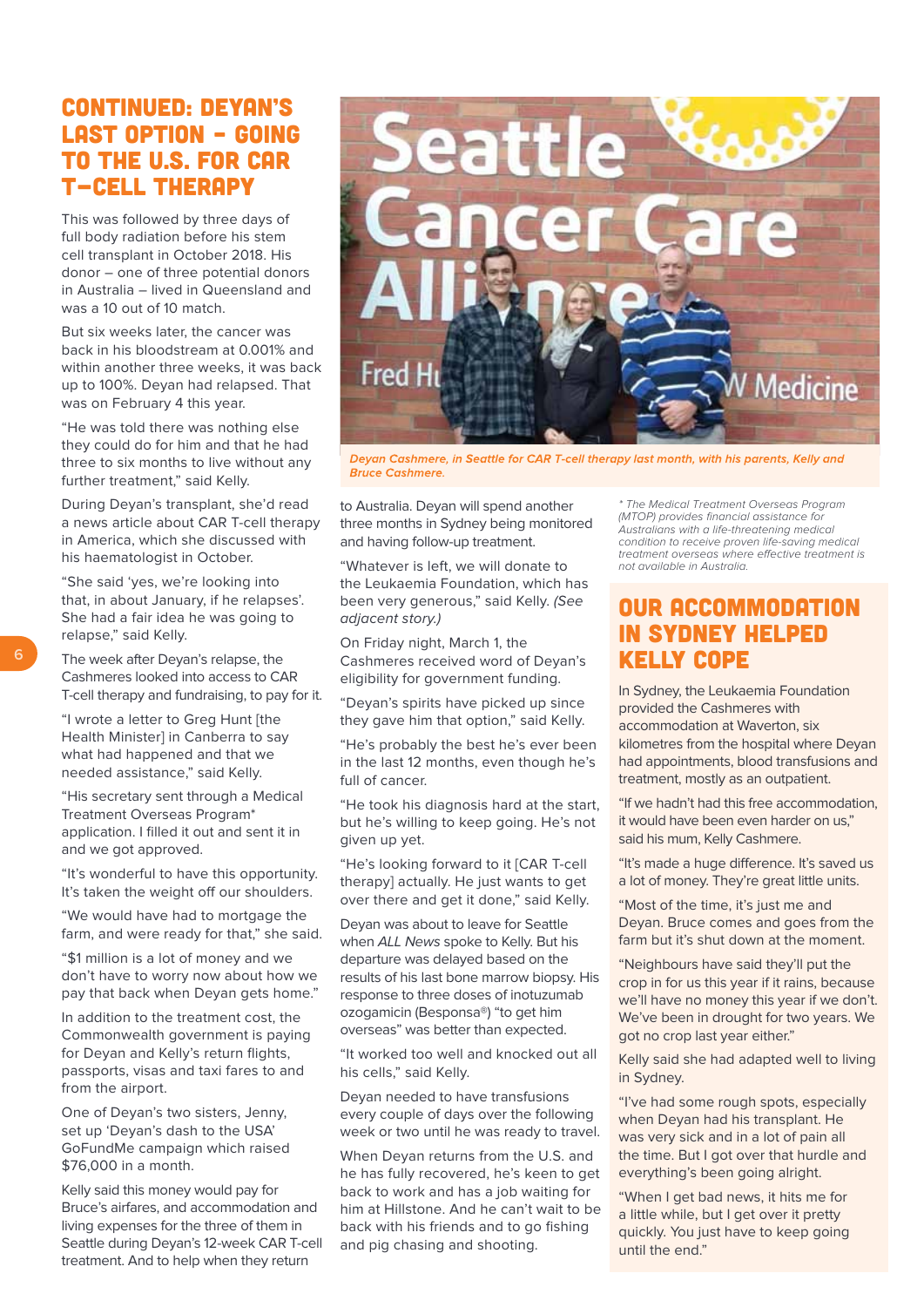## CONTINUED: DEYAN'S LAST OPTION – GOING TO THE U.S. FOR CAR T-CELL THERAPY

This was followed by three days of full body radiation before his stem cell transplant in October 2018. His donor – one of three potential donors in Australia – lived in Queensland and was a 10 out of 10 match.

But six weeks later, the cancer was back in his bloodstream at 0.001% and within another three weeks, it was back up to 100%. Deyan had relapsed. That was on February 4 this year.

"He was told there was nothing else they could do for him and that he had three to six months to live without any further treatment," said Kelly.

During Deyan's transplant, she'd read a news article about CAR T-cell therapy in America, which she discussed with his haematologist in October.

"She said 'yes, we're looking into that, in about January, if he relapses'. She had a fair idea he was going to relapse," said Kelly.

The week after Deyan's relapse, the Cashmeres looked into access to CAR T-cell therapy and fundraising, to pay for it.

"I wrote a letter to Greg Hunt [the Health Minister] in Canberra to say what had happened and that we needed assistance," said Kelly.

"His secretary sent through a Medical Treatment Overseas Program* application. I filled it out and sent it in and we got approved.

"It's wonderful to have this opportunity. It's taken the weight off our shoulders.

"We would have had to mortgage the farm, and were ready for that," she said.

"$1 million is a lot of money and we don't have to worry now about how we pay that back when Deyan gets home."

In addition to the treatment cost, the Commonwealth government is paying for Deyan and Kelly's return flights, passports, visas and taxi fares to and from the airport.

One of Deyan's two sisters, Jenny, set up 'Deyan's dash to the USA' GoFundMe campaign which raised $76,000 in a month.

Kelly said this money would pay for Bruce's airfares, and accommodation and living expenses for the three of them in Seattle during Deyan's 12-week CAR T-cell treatment. And to help when they return to Australia. Deyan will spend another three months in Sydney being monitored and having follow-up treatment.

"Whatever is left, we will donate to the Leukaemia Foundation, which has been very generous," said Kelly. *(See adjacent story.)*

On Friday night, March 1, the Cashmeres received word of Deyan's eligibility for government funding.

"Deyan's spirits have picked up since they gave him that option," said Kelly.

"He's probably the best he's ever been in the last 12 months, even though he's full of cancer.

"He took his diagnosis hard at the start, but he's willing to keep going. He's not given up yet.

"He's looking forward to it [CAR T-cell therapy] actually. He just wants to get over there and get it done," said Kelly.

Deyan was about to leave for Seattle when *ALL News* spoke to Kelly. But his departure was delayed based on the results of his last bone marrow biopsy. His response to three doses of inotuzumab ozogamicin (Besponsa®) "to get him overseas" was better than expected.

"It worked too well and knocked out all his cells," said Kelly.

Deyan needed to have transfusions every couple of days over the following week or two until he was ready to travel.

When Deyan returns from the U.S. and he has fully recovered, he's keen to get back to work and has a job waiting for him at Hillstone. And he can't wait to be back with his friends and to go fishing and pig chasing and shooting.

*Deyan Cashmere, in Seattle for CAR T-cell therapy last month, with his parents, Kelly and Bruce Cashmere.*

*\* The Medical Treatment Overseas Program (MTOP) provides financial assistance for Australians with a life-threatening medical condition to receive proven life-saving medical treatment overseas where effective treatment is not available in Australia.*

## OUR ACCOMMODATION IN SYDNEY HELPED KELLY COPE

In Sydney, the Leukaemia Foundation provided the Cashmeres with accommodation at Waverton, six kilometres from the hospital where Deyan had appointments, blood transfusions and treatment, mostly as an outpatient.

"If we hadn't had this free accommodation, it would have been even harder on us," said his mum, Kelly Cashmere.

"It's made a huge difference. It's saved us a lot of money. They're great little units.

"Most of the time, it's just me and Deyan. Bruce comes and goes from the farm but it's shut down at the moment.

"Neighbours have said they'll put the crop in for us this year if it rains, because we'll have no money this year if we don't. We've been in drought for two years. We got no crop last year either."

Kelly said she had adapted well to living in Sydney.

"I've had some rough spots, especially when Deyan had his transplant. He was very sick and in a lot of pain all the time. But I got over that hurdle and everything's been going alright.

"When I get bad news, it hits me for a little while, but I get over it pretty quickly. You just have to keep going until the end."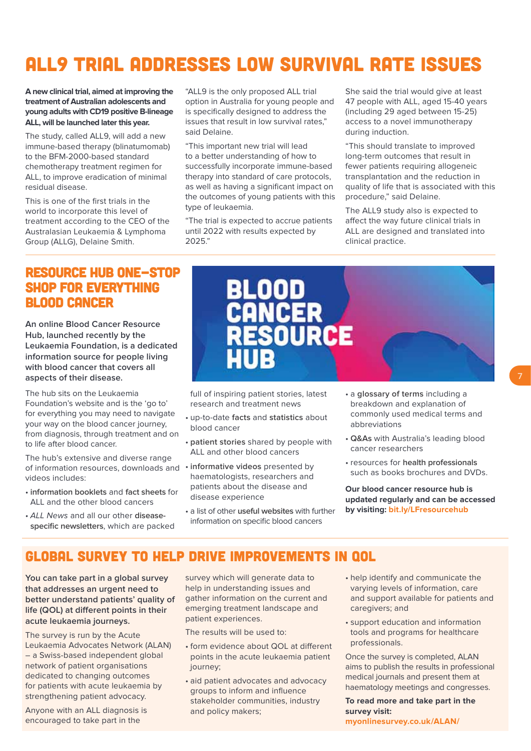# ALL9 TRIAL ADDRESSES LOW SURVIVAL RATE ISSUES

**A new clinical trial, aimed at improving the treatment of Australian adolescents and young adults with CD19 positive B-lineage ALL, will be launched later this year.**

The study, called ALL9, will add a new immune-based therapy (blinatumomab) to the BFM-2000-based standard chemotherapy treatment regimen for ALL, to improve eradication of minimal residual disease.

This is one of the first trials in the world to incorporate this level of treatment according to the CEO of the Australasian Leukaemia & Lymphoma Group (ALLG), Delaine Smith.

"ALL9 is the only proposed ALL trial option in Australia for young people and is specifically designed to address the issues that result in low survival rates," said Delaine.

"This important new trial will lead to a better understanding of how to successfully incorporate immune-based therapy into standard of care protocols, as well as having a significant impact on the outcomes of young patients with this type of leukaemia.

"The trial is expected to accrue patients until 2022 with results expected by 2025."

She said the trial would give at least 47 people with ALL, aged 15-40 years (including 29 aged between 15-25) access to a novel immunotherapy during induction.

"This should translate to improved long-term outcomes that result in fewer patients requiring allogeneic transplantation and the reduction in quality of life that is associated with this procedure," said Delaine.

The ALL9 study also is expected to affect the way future clinical trials in ALL are designed and translated into clinical practice.

## RESOURCE HUB ONE-STOP SHOP FOR EVERYTHING BLOOD CANCER

**An online Blood Cancer Resource Hub, launched recently by the Leukaemia Foundation, is a dedicated information source for people living with blood cancer that covers all aspects of their disease.**

The hub sits on the Leukaemia Foundation's website and is the 'go to' for everything you may need to navigate your way on the blood cancer journey, from diagnosis, through treatment and on to life after blood cancer.

The hub's extensive and diverse range of information resources, downloads and videos includes:

- **information booklets** and **fact sheets** for ALL and the other blood cancers
- *ALL News* and all our other **disease-specific newsletters**, which are packed full of inspiring patient stories, latest research and treatment news
- up-to-date **facts** and **statistics** about blood cancer
- **patient stories** shared by people with ALL and other blood cancers
- **informative videos** presented by haematologists, researchers and patients about the disease and disease experience
- a list of other **useful websites** with further information on specific blood cancers
- a **glossary of terms** including a breakdown and explanation of commonly used medical terms and abbreviations
- **Q&As** with Australia's leading blood cancer researchers
- resources for **health professionals** such as books brochures and DVDs.

**Our blood cancer resource hub is updated regularly and can be accessed by visiting: bit.ly/LFresourcehub**

## GLOBAL SURVEY TO HELP DRIVE IMPROVEMENTS IN QOL

**You can take part in a global survey that addresses an urgent need to better understand patients' quality of life (QOL) at different points in their acute leukaemia journeys.**

The survey is run by the Acute Leukaemia Advocates Network (ALAN) – a Swiss-based independent global network of patient organisations dedicated to changing outcomes for patients with acute leukaemia by strengthening patient advocacy.

Anyone with an ALL diagnosis is encouraged to take part in the survey which will generate data to help in understanding issues and gather information on the current and emerging treatment landscape and patient experiences.

The results will be used to:

- form evidence about QOL at different points in the acute leukaemia patient journey;
- aid patient advocates and advocacy groups to inform and influence stakeholder communities, industry and policy makers;
- help identify and communicate the varying levels of information, care and support available for patients and caregivers; and
- support education and information tools and programs for healthcare professionals.

Once the survey is completed, ALAN aims to publish the results in professional medical journals and present them at haematology meetings and congresses.

**To read more and take part in the survey visit: myonlinesurvey.co.uk/ALAN/**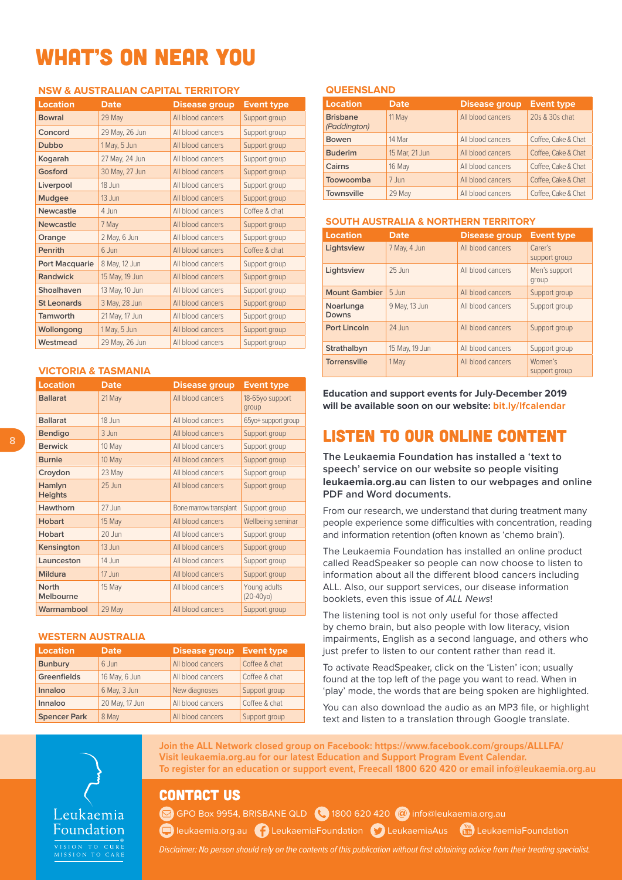# WHAT'S ON NEAR YOU

### NSW & AUSTRALIAN CAPITAL TERRITORY

| Location | Date | Disease group | Event type |
|---|---|---|---|
| Bowral | 29 May | All blood cancers | Support group |
| Concord | 29 May, 26 Jun | All blood cancers | Support group |
| Dubbo | 1 May, 5 Jun | All blood cancers | Support group |
| Kogarah | 27 May, 24 Jun | All blood cancers | Support group |
| Gosford | 30 May, 27 Jun | All blood cancers | Support group |
| Liverpool | 18 Jun | All blood cancers | Support group |
| Mudgee | 13 Jun | All blood cancers | Support group |
| Newcastle | 4 Jun | All blood cancers | Coffee & chat |
| Newcastle | 7 May | All blood cancers | Support group |
| Orange | 2 May, 6 Jun | All blood cancers | Support group |
| Penrith | 6 Jun | All blood cancers | Coffee & chat |
| Port Macquarie | 8 May, 12 Jun | All blood cancers | Support group |
| Randwick | 15 May, 19 Jun | All blood cancers | Support group |
| Shoalhaven | 13 May, 10 Jun | All blood cancers | Support group |
| St Leonards | 3 May, 28 Jun | All blood cancers | Support group |
| Tamworth | 21 May, 17 Jun | All blood cancers | Support group |
| Wollongong | 1 May, 5 Jun | All blood cancers | Support group |
| Westmead | 29 May, 26 Jun | All blood cancers | Support group |

### VICTORIA & TASMANIA

| Location | Date | Disease group | Event type |
|---|---|---|---|
| Ballarat | 21 May | All blood cancers | 18-65yo support group |
| Ballarat | 18 Jun | All blood cancers | 65yo+ support group |
| Bendigo | 3 Jun | All blood cancers | Support group |
| Berwick | 10 May | All blood cancers | Support group |
| Burnie | 10 May | All blood cancers | Support group |
| Croydon | 23 May | All blood cancers | Support group |
| Hamlyn Heights | 25 Jun | All blood cancers | Support group |
| Hawthorn | 27 Jun | Bone marrow transplant | Support group |
| Hobart | 15 May | All blood cancers | Wellbeing seminar |
| Hobart | 20 Jun | All blood cancers | Support group |
| Kensington | 13 Jun | All blood cancers | Support group |
| Launceston | 14 Jun | All blood cancers | Support group |
| Mildura | 17 Jun | All blood cancers | Support group |
| North Melbourne | 15 May | All blood cancers | Young adults (20-40yo) |
| Warrnambool | 29 May | All blood cancers | Support group |

### WESTERN AUSTRALIA

| Location | Date | Disease group | Event type |
|---|---|---|---|
| Bunbury | 6 Jun | All blood cancers | Coffee & chat |
| Greenfields | 16 May, 6 Jun | All blood cancers | Coffee & chat |
| Innaloo | 6 May, 3 Jun | New diagnoses | Support group |
| Innaloo | 20 May, 17 Jun | All blood cancers | Coffee & chat |
| Spencer Park | 8 May | All blood cancers | Support group |

### QUEENSLAND

| Location | Date | Disease group | Event type |
|---|---|---|---|
| Brisbane *(Paddington)* | 11 May | All blood cancers | 20s & 30s chat |
| Bowen | 14 Mar | All blood cancers | Coffee, Cake & Chat |
| Buderim | 15 Mar, 21 Jun | All blood cancers | Coffee, Cake & Chat |
| Cairns | 16 May | All blood cancers | Coffee, Cake & Chat |
| Toowoomba | 7 Jun | All blood cancers | Coffee, Cake & Chat |
| Townsville | 29 May | All blood cancers | Coffee, Cake & Chat |

### SOUTH AUSTRALIA & NORTHERN TERRITORY

| Location | Date | Disease group | Event type |
|---|---|---|---|
| Lightsview | 7 May, 4 Jun | All blood cancers | Carer's support group |
| Lightsview | 25 Jun | All blood cancers | Men's support group |
| Mount Gambier | 5 Jun | All blood cancers | Support group |
| Noarlunga Downs | 9 May, 13 Jun | All blood cancers | Support group |
| Port Lincoln | 24 Jun | All blood cancers | Support group |
| Strathalbyn | 15 May, 19 Jun | All blood cancers | Support group |
| Torrensville | 1 May | All blood cancers | Women's support group |

**Education and support events for July-December 2019 will be available soon on our website: bit.ly/lfcalendar**

# LISTEN TO OUR ONLINE CONTENT

**The Leukaemia Foundation has installed a 'text to speech' service on our website so people visiting leukaemia.org.au can listen to our webpages and online PDF and Word documents.**

From our research, we understand that during treatment many people experience some difficulties with concentration, reading and information retention (often known as 'chemo brain').

The Leukaemia Foundation has installed an online product called ReadSpeaker so people can now choose to listen to information about all the different blood cancers including ALL. Also, our support services, our disease information booklets, even this issue of *ALL News*!

The listening tool is not only useful for those affected by chemo brain, but also people with low literacy, vision impairments, English as a second language, and others who just prefer to listen to our content rather than read it.

To activate ReadSpeaker, click on the 'Listen' icon; usually found at the top left of the page you want to read. When in 'play' mode, the words that are being spoken are highlighted.

You can also download the audio as an MP3 file, or highlight text and listen to a translation through Google translate.

**Join the ALL Network closed group on Facebook: https://www.facebook.com/groups/ALLLFA/**
**Visit leukaemia.org.au for our latest Education and Support Program Event Calendar.**
**To register for an education or support event, Freecall 1800 620 420 or email info@leukaemia.org.au**

Leukaemia Foundation
VISION TO CURE
MISSION TO CARE

## CONTACT US

GPO Box 9954, BRISBANE QLD | 1800 620 420 | info@leukaemia.org.au

leukaemia.org.au | LeukaemiaFoundation | LeukaemiaAus | LeukaemiaFoundation

*Disclaimer: No person should rely on the contents of this publication without first obtaining advice from their treating specialist.*